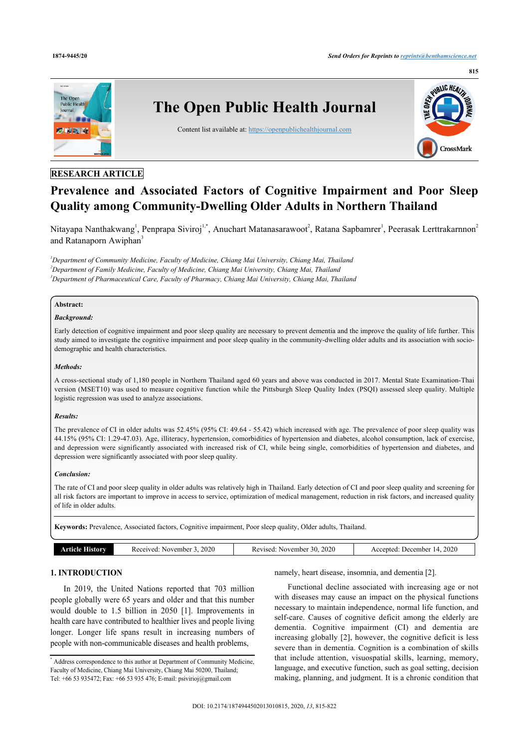RESEARCH ARTICLE

# Prevalence and Associated Factors of Cognitive Impairment and Poor Sleep Quality among Community-Dwelling Older Adults in Northern Thailand

Nitayapa Nanthakwang[1], Penprapa Siviroj[1,*], Anuchart Matanasarawoot[2], Ratana Sapbamrer[1], Peerasak Lerttrakarnnon[2] and Ratanaporn Awiphan[3]

*[1]Department of Community Medicine, Faculty of Medicine, Chiang Mai University, Chiang Mai, Thailand*
*[2]Department of Family Medicine, Faculty of Medicine, Chiang Mai University, Chiang Mai, Thailand*
*[3]Department of Pharmaceutical Care, Faculty of Pharmacy, Chiang Mai University, Chiang Mai, Thailand*

**Abstract:**

***Background:***

Early detection of cognitive impairment and poor sleep quality are necessary to prevent dementia and the improve the quality of life further. This study aimed to investigate the cognitive impairment and poor sleep quality in the community-dwelling older adults and its association with socio-demographic and health characteristics.

***Methods:***

A cross-sectional study of 1,180 people in Northern Thailand aged 60 years and above was conducted in 2017. Mental State Examination-Thai version (MSET10) was used to measure cognitive function while the Pittsburgh Sleep Quality Index (PSQI) assessed sleep quality. Multiple logistic regression was used to analyze associations.

***Results:***

The prevalence of CI in older adults was 52.45% (95% CI: 49.64 - 55.42) which increased with age. The prevalence of poor sleep quality was 44.15% (95% CI: 1.29-47.03). Age, illiteracy, hypertension, comorbidities of hypertension and diabetes, alcohol consumption, lack of exercise, and depression were significantly associated with increased risk of CI, while being single, comorbidities of hypertension and diabetes, and depression were significantly associated with poor sleep quality.

***Conclusion:***

The rate of CI and poor sleep quality in older adults was relatively high in Thailand. Early detection of CI and poor sleep quality and screening for all risk factors are important to improve in access to service, optimization of medical management, reduction in risk factors, and increased quality of life in older adults.

**Keywords:** Prevalence, Associated factors, Cognitive impairment, Poor sleep quality, Older adults, Thailand.

| Article History | Received: November 3, 2020 | Revised: November 30, 2020 | Accepted: December 14, 2020 |
|---|---|---|---|

## 1. INTRODUCTION

In 2019, the United Nations reported that 703 million people globally were 65 years and older and that this number would double to 1.5 billion in 2050 [1]. Improvements in health care have contributed to healthier lives and people living longer. Longer life spans result in increasing numbers of people with non-communicable diseases and health problems, namely, heart disease, insomnia, and dementia [2].

Functional decline associated with increasing age or not with diseases may cause an impact on the physical functions necessary to maintain independence, normal life function, and self-care. Causes of cognitive deficit among the elderly are dementia. Cognitive impairment (CI) and dementia are increasing globally [2], however, the cognitive deficit is less severe than in dementia. Cognition is a combination of skills that include attention, visuospatial skills, learning, memory, language, and executive function, such as goal setting, decision making, planning, and judgment. It is a chronic condition that

[*] Address correspondence to this author at Department of Community Medicine, Faculty of Medicine, Chiang Mai University, Chiang Mai 50200, Thailand; Tel: +66 53 935472; Fax: +66 53 935 476; E-mail: psivirioj@gmail.com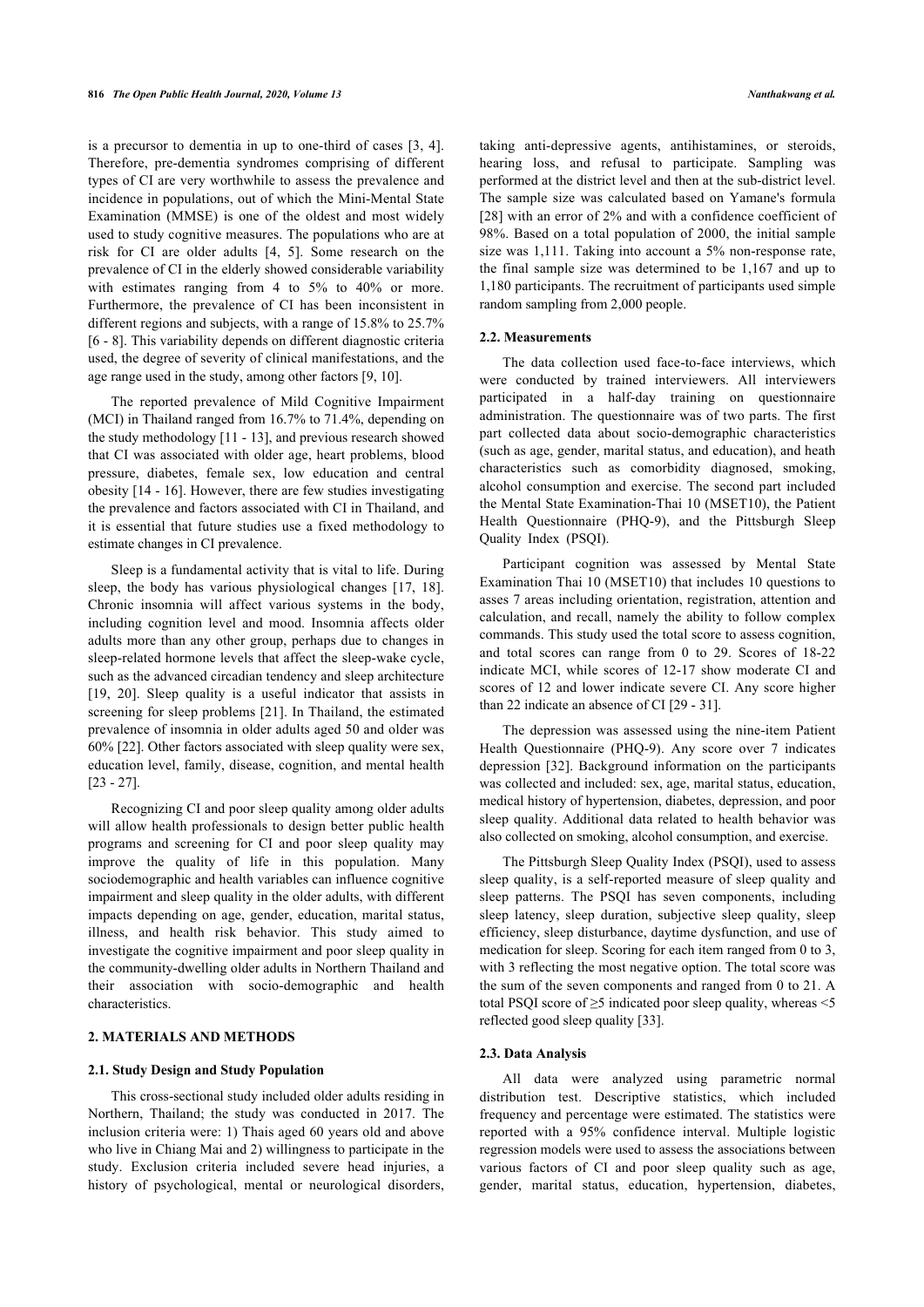is a precursor to dementia in up to one-third of cases [3, 4]. Therefore, pre-dementia syndromes comprising of different types of CI are very worthwhile to assess the prevalence and incidence in populations, out of which the Mini-Mental State Examination (MMSE) is one of the oldest and most widely used to study cognitive measures. The populations who are at risk for CI are older adults [4, 5]. Some research on the prevalence of CI in the elderly showed considerable variability with estimates ranging from 4 to 5% to 40% or more. Furthermore, the prevalence of CI has been inconsistent in different regions and subjects, with a range of 15.8% to 25.7% [6 - 8]. This variability depends on different diagnostic criteria used, the degree of severity of clinical manifestations, and the age range used in the study, among other factors [9, 10].

The reported prevalence of Mild Cognitive Impairment (MCI) in Thailand ranged from 16.7% to 71.4%, depending on the study methodology [11 - 13], and previous research showed that CI was associated with older age, heart problems, blood pressure, diabetes, female sex, low education and central obesity [14 - 16]. However, there are few studies investigating the prevalence and factors associated with CI in Thailand, and it is essential that future studies use a fixed methodology to estimate changes in CI prevalence.

Sleep is a fundamental activity that is vital to life. During sleep, the body has various physiological changes [17, 18]. Chronic insomnia will affect various systems in the body, including cognition level and mood. Insomnia affects older adults more than any other group, perhaps due to changes in sleep-related hormone levels that affect the sleep-wake cycle, such as the advanced circadian tendency and sleep architecture [19, 20]. Sleep quality is a useful indicator that assists in screening for sleep problems [21]. In Thailand, the estimated prevalence of insomnia in older adults aged 50 and older was 60% [22]. Other factors associated with sleep quality were sex, education level, family, disease, cognition, and mental health [23 - 27].

Recognizing CI and poor sleep quality among older adults will allow health professionals to design better public health programs and screening for CI and poor sleep quality may improve the quality of life in this population. Many sociodemographic and health variables can influence cognitive impairment and sleep quality in the older adults, with different impacts depending on age, gender, education, marital status, illness, and health risk behavior. This study aimed to investigate the cognitive impairment and poor sleep quality in the community-dwelling older adults in Northern Thailand and their association with socio-demographic and health characteristics.

## 2. MATERIALS AND METHODS

### 2.1. Study Design and Study Population

This cross-sectional study included older adults residing in Northern, Thailand; the study was conducted in 2017. The inclusion criteria were: 1) Thais aged 60 years old and above who live in Chiang Mai and 2) willingness to participate in the study. Exclusion criteria included severe head injuries, a history of psychological, mental or neurological disorders, taking anti-depressive agents, antihistamines, or steroids, hearing loss, and refusal to participate. Sampling was performed at the district level and then at the sub-district level. The sample size was calculated based on Yamane's formula [28] with an error of 2% and with a confidence coefficient of 98%. Based on a total population of 2000, the initial sample size was 1,111. Taking into account a 5% non-response rate, the final sample size was determined to be 1,167 and up to 1,180 participants. The recruitment of participants used simple random sampling from 2,000 people.

### 2.2. Measurements

The data collection used face-to-face interviews, which were conducted by trained interviewers. All interviewers participated in a half-day training on questionnaire administration. The questionnaire was of two parts. The first part collected data about socio-demographic characteristics (such as age, gender, marital status, and education), and heath characteristics such as comorbidity diagnosed, smoking, alcohol consumption and exercise. The second part included the Mental State Examination-Thai 10 (MSET10), the Patient Health Questionnaire (PHQ-9), and the Pittsburgh Sleep Quality Index (PSQI).

Participant cognition was assessed by Mental State Examination Thai 10 (MSET10) that includes 10 questions to asses 7 areas including orientation, registration, attention and calculation, and recall, namely the ability to follow complex commands. This study used the total score to assess cognition, and total scores can range from 0 to 29. Scores of 18-22 indicate MCI, while scores of 12-17 show moderate CI and scores of 12 and lower indicate severe CI. Any score higher than 22 indicate an absence of CI [29 - 31].

The depression was assessed using the nine-item Patient Health Questionnaire (PHQ-9). Any score over 7 indicates depression [32]. Background information on the participants was collected and included: sex, age, marital status, education, medical history of hypertension, diabetes, depression, and poor sleep quality. Additional data related to health behavior was also collected on smoking, alcohol consumption, and exercise.

The Pittsburgh Sleep Quality Index (PSQI), used to assess sleep quality, is a self-reported measure of sleep quality and sleep patterns. The PSQI has seven components, including sleep latency, sleep duration, subjective sleep quality, sleep efficiency, sleep disturbance, daytime dysfunction, and use of medication for sleep. Scoring for each item ranged from 0 to 3, with 3 reflecting the most negative option. The total score was the sum of the seven components and ranged from 0 to 21. A total PSQI score of $\geq 5$ indicated poor sleep quality, whereas $<5$ reflected good sleep quality [33].

### 2.3. Data Analysis

All data were analyzed using parametric normal distribution test. Descriptive statistics, which included frequency and percentage were estimated. The statistics were reported with a 95% confidence interval. Multiple logistic regression models were used to assess the associations between various factors of CI and poor sleep quality such as age, gender, marital status, education, hypertension, diabetes,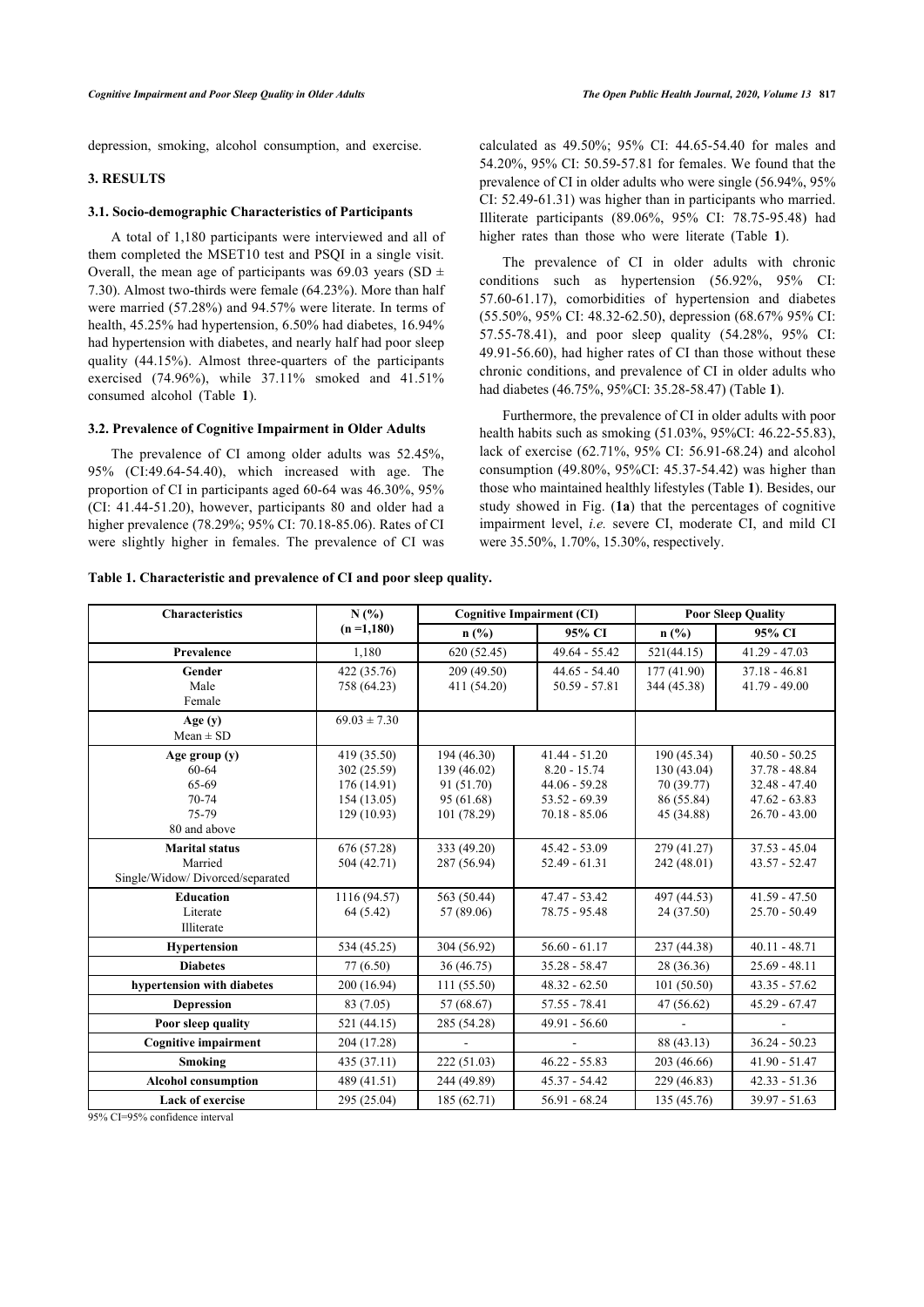depression, smoking, alcohol consumption, and exercise.

## 3. RESULTS

### 3.1. Socio-demographic Characteristics of Participants

A total of 1,180 participants were interviewed and all of them completed the MSET10 test and PSQI in a single visit. Overall, the mean age of participants was 69.03 years (SD ± 7.30). Almost two-thirds were female (64.23%). More than half were married (57.28%) and 94.57% were literate. In terms of health, 45.25% had hypertension, 6.50% had diabetes, 16.94% had hypertension with diabetes, and nearly half had poor sleep quality (44.15%). Almost three-quarters of the participants exercised (74.96%), while 37.11% smoked and 41.51% consumed alcohol (Table **1**).

### 3.2. Prevalence of Cognitive Impairment in Older Adults

The prevalence of CI among older adults was 52.45%, 95% (CI:49.64-54.40), which increased with age. The proportion of CI in participants aged 60-64 was 46.30%, 95% (CI: 41.44-51.20), however, participants 80 and older had a higher prevalence (78.29%; 95% CI: 70.18-85.06). Rates of CI were slightly higher in females. The prevalence of CI was calculated as 49.50%; 95% CI: 44.65-54.40 for males and 54.20%, 95% CI: 50.59-57.81 for females. We found that the prevalence of CI in older adults who were single (56.94%, 95% CI: 52.49-61.31) was higher than in participants who married. Illiterate participants (89.06%, 95% CI: 78.75-95.48) had higher rates than those who were literate (Table **1**).

The prevalence of CI in older adults with chronic conditions such as hypertension (56.92%, 95% CI: 57.60-61.17), comorbidities of hypertension and diabetes (55.50%, 95% CI: 48.32-62.50), depression (68.67% 95% CI: 57.55-78.41), and poor sleep quality (54.28%, 95% CI: 49.91-56.60), had higher rates of CI than those without these chronic conditions, and prevalence of CI in older adults who had diabetes (46.75%, 95%CI: 35.28-58.47) (Table **1**).

Furthermore, the prevalence of CI in older adults with poor health habits such as smoking (51.03%, 95%CI: 46.22-55.83), lack of exercise (62.71%, 95% CI: 56.91-68.24) and alcohol consumption (49.80%, 95%CI: 45.37-54.42) was higher than those who maintained healthly lifestyles (Table **1**). Besides, our study showed in Fig. (**1a**) that the percentages of cognitive impairment level, *i.e.* severe CI, moderate CI, and mild CI were 35.50%, 1.70%, 15.30%, respectively.

**Table 1. Characteristic and prevalence of CI and poor sleep quality.**

| Characteristics | N (%) (n =1,180) | Cognitive Impairment (CI) | | Poor Sleep Quality | |
|---|---|---|---|---|---|
| | | n (%) | 95% CI | n (%) | 95% CI |
| **Prevalence** | 1,180 | 620 (52.45) | 49.64 - 55.42 | 521(44.15) | 41.29 - 47.03 |
| **Gender** | | | | | |
| Male | 422 (35.76) | 209 (49.50) | 44.65 - 54.40 | 177 (41.90) | 37.18 - 46.81 |
| Female | 758 (64.23) | 411 (54.20) | 50.59 - 57.81 | 344 (45.38) | 41.79 - 49.00 |
| **Age (y)** Mean ± SD | 69.03 ± 7.30 | | | | |
| **Age group (y)** | | | | | |
| 60-64 | 419 (35.50) | 194 (46.30) | 41.44 - 51.20 | 190 (45.34) | 40.50 - 50.25 |
| 65-69 | 302 (25.59) | 139 (46.02) | 8.20 - 15.74 | 130 (43.04) | 37.78 - 48.84 |
| 70-74 | 176 (14.91) | 91 (51.70) | 44.06 - 59.28 | 70 (39.77) | 32.48 - 47.40 |
| 75-79 | 154 (13.05) | 95 (61.68) | 53.52 - 69.39 | 86 (55.84) | 47.62 - 63.83 |
| 80 and above | 129 (10.93) | 101 (78.29) | 70.18 - 85.06 | 45 (34.88) | 26.70 - 43.00 |
| **Marital status** | | | | | |
| Married | 676 (57.28) | 333 (49.20) | 45.42 - 53.09 | 279 (41.27) | 37.53 - 45.04 |
| Single/Widow/ Divorced/separated | 504 (42.71) | 287 (56.94) | 52.49 - 61.31 | 242 (48.01) | 43.57 - 52.47 |
| **Education** | | | | | |
| Literate | 1116 (94.57) | 563 (50.44) | 47.47 - 53.42 | 497 (44.53) | 41.59 - 47.50 |
| Illiterate | 64 (5.42) | 57 (89.06) | 78.75 - 95.48 | 24 (37.50) | 25.70 - 50.49 |
| **Hypertension** | 534 (45.25) | 304 (56.92) | 56.60 - 61.17 | 237 (44.38) | 40.11 - 48.71 |
| **Diabetes** | 77 (6.50) | 36 (46.75) | 35.28 - 58.47 | 28 (36.36) | 25.69 - 48.11 |
| **hypertension with diabetes** | 200 (16.94) | 111 (55.50) | 48.32 - 62.50 | 101 (50.50) | 43.35 - 57.62 |
| **Depression** | 83 (7.05) | 57 (68.67) | 57.55 - 78.41 | 47 (56.62) | 45.29 - 67.47 |
| **Poor sleep quality** | 521 (44.15) | 285 (54.28) | 49.91 - 56.60 | - | - |
| **Cognitive impairment** | 204 (17.28) | - | - | 88 (43.13) | 36.24 - 50.23 |
| **Smoking** | 435 (37.11) | 222 (51.03) | 46.22 - 55.83 | 203 (46.66) | 41.90 - 51.47 |
| **Alcohol consumption** | 489 (41.51) | 244 (49.89) | 45.37 - 54.42 | 229 (46.83) | 42.33 - 51.36 |
| **Lack of exercise** | 295 (25.04) | 185 (62.71) | 56.91 - 68.24 | 135 (45.76) | 39.97 - 51.63 |

95% CI=95% confidence interval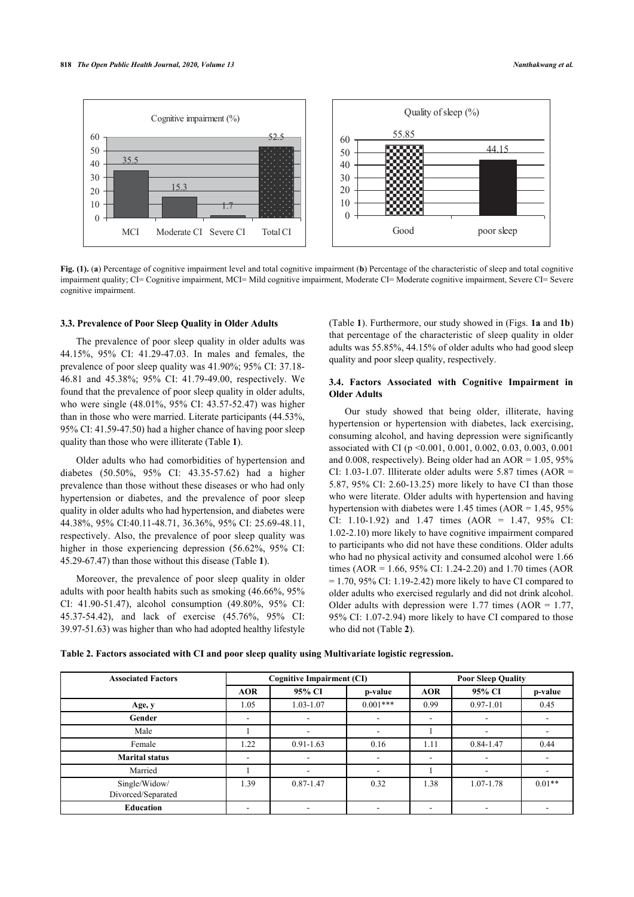**Fig. (1).** (**a**) Percentage of cognitive impairment level and total cognitive impairment (**b**) Percentage of the characteristic of sleep and total cognitive impairment quality; CI= Cognitive impairment, MCI= Mild cognitive impairment, Moderate CI= Moderate cognitive impairment, Severe CI= Severe cognitive impairment.

### 3.3. Prevalence of Poor Sleep Quality in Older Adults

The prevalence of poor sleep quality in older adults was 44.15%, 95% CI: 41.29-47.03. In males and females, the prevalence of poor sleep quality was 41.90%; 95% CI: 37.18-46.81 and 45.38%; 95% CI: 41.79-49.00, respectively. We found that the prevalence of poor sleep quality in older adults, who were single (48.01%, 95% CI: 43.57-52.47) was higher than in those who were married. Literate participants (44.53%, 95% CI: 41.59-47.50) had a higher chance of having poor sleep quality than those who were illiterate (Table **1**).

Older adults who had comorbidities of hypertension and diabetes (50.50%, 95% CI: 43.35-57.62) had a higher prevalence than those without these diseases or who had only hypertension or diabetes, and the prevalence of poor sleep quality in older adults who had hypertension, and diabetes were 44.38%, 95% CI:40.11-48.71, 36.36%, 95% CI: 25.69-48.11, respectively. Also, the prevalence of poor sleep quality was higher in those experiencing depression (56.62%, 95% CI: 45.29-67.47) than those without this disease (Table **1**).

Moreover, the prevalence of poor sleep quality in older adults with poor health habits such as smoking (46.66%, 95% CI: 41.90-51.47), alcohol consumption (49.80%, 95% CI: 45.37-54.42), and lack of exercise (45.76%, 95% CI: 39.97-51.63) was higher than who had adopted healthy lifestyle (Table **1**). Furthermore, our study showed in (Figs. **1a** and **1b**) that percentage of the characteristic of sleep quality in older adults was 55.85%, 44.15% of older adults who had good sleep quality and poor sleep quality, respectively.

### 3.4. Factors Associated with Cognitive Impairment in Older Adults

Our study showed that being older, illiterate, having hypertension or hypertension with diabetes, lack exercising, consuming alcohol, and having depression were significantly associated with CI (p <0.001, 0.001, 0.002, 0.03, 0.003, 0.001 and 0.008, respectively). Being older had an AOR = 1.05, 95% CI: 1.03-1.07. Illiterate older adults were 5.87 times (AOR = 5.87, 95% CI: 2.60-13.25) more likely to have CI than those who were literate. Older adults with hypertension and having hypertension with diabetes were 1.45 times (AOR = 1.45, 95% CI: 1.10-1.92) and 1.47 times (AOR = 1.47, 95% CI: 1.02-2.10) more likely to have cognitive impairment compared to participants who did not have these conditions. Older adults who had no physical activity and consumed alcohol were 1.66 times (AOR = 1.66, 95% CI: 1.24-2.20) and 1.70 times (AOR = 1.70, 95% CI: 1.19-2.42) more likely to have CI compared to older adults who exercised regularly and did not drink alcohol. Older adults with depression were 1.77 times (AOR = 1.77, 95% CI: 1.07-2.94) more likely to have CI compared to those who did not (Table **2**).

**Table 2. Factors associated with CI and poor sleep quality using Multivariate logistic regression.**

| Associated Factors | Cognitive Impairment (CI) | | | Poor Sleep Quality | | |
|---|---|---|---|---|---|---|
| | AOR | 95% CI | p-value | AOR | 95% CI | p-value |
| **Age, y** | 1.05 | 1.03-1.07 | 0.001*** | 0.99 | 0.97-1.01 | 0.45 |
| **Gender** | - | - | - | - | - | - |
| Male | 1 | - | - | 1 | - | - |
| Female | 1.22 | 0.91-1.63 | 0.16 | 1.11 | 0.84-1.47 | 0.44 |
| **Marital status** | - | - | - | - | - | - |
| Married | 1 | - | - | 1 | - | - |
| Single/Widow/ Divorced/Separated | 1.39 | 0.87-1.47 | 0.32 | 1.38 | 1.07-1.78 | 0.01** |
| **Education** | - | - | - | - | - | - |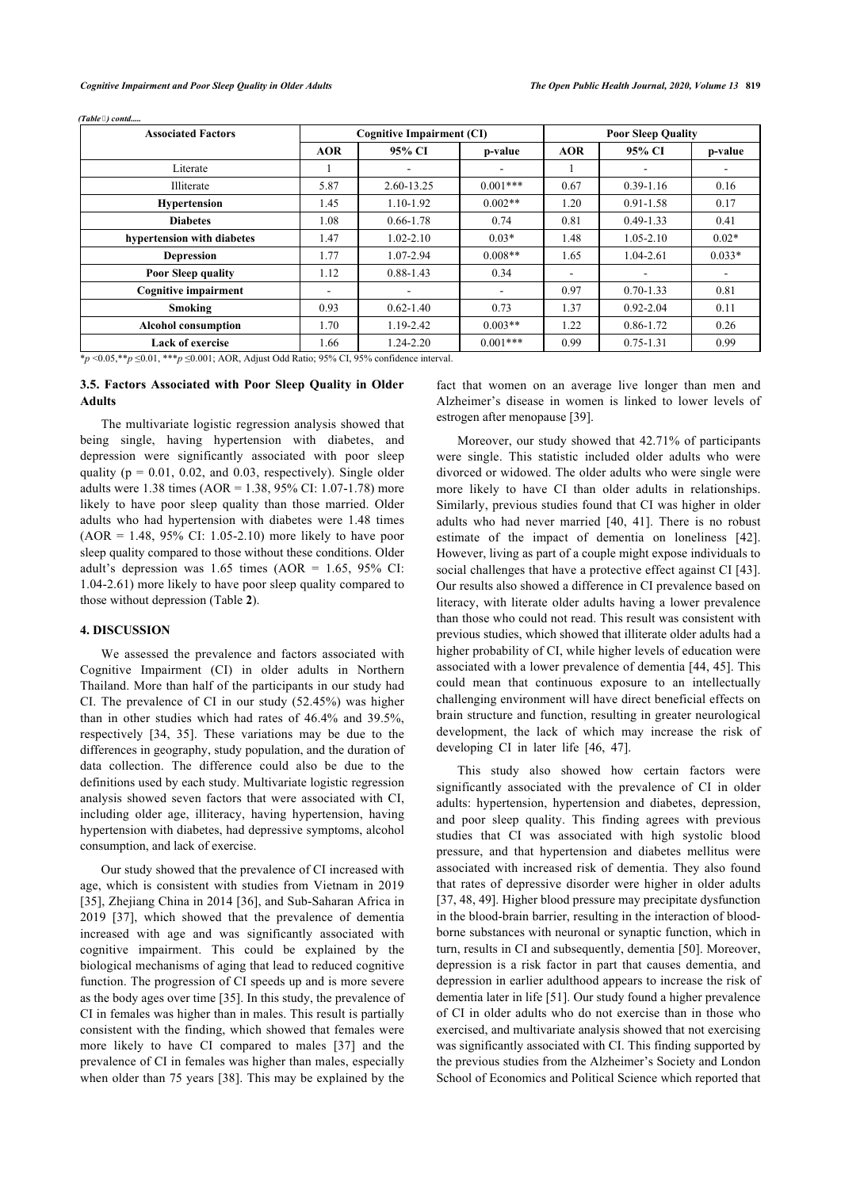*(Table 2) contd.....*

| Associated Factors | Cognitive Impairment (CI) | | | Poor Sleep Quality | | |
|---|---|---|---|---|---|---|
| | AOR | 95% CI | p-value | AOR | 95% CI | p-value |
| Literate | 1 | - | - | 1 | - | - |
| Illiterate | 5.87 | 2.60-13.25 | 0.001*** | 0.67 | 0.39-1.16 | 0.16 |
| **Hypertension** | 1.45 | 1.10-1.92 | 0.002** | 1.20 | 0.91-1.58 | 0.17 |
| **Diabetes** | 1.08 | 0.66-1.78 | 0.74 | 0.81 | 0.49-1.33 | 0.41 |
| **hypertension with diabetes** | 1.47 | 1.02-2.10 | 0.03* | 1.48 | 1.05-2.10 | 0.02* |
| **Depression** | 1.77 | 1.07-2.94 | 0.008** | 1.65 | 1.04-2.61 | 0.033* |
| **Poor Sleep quality** | 1.12 | 0.88-1.43 | 0.34 | - | - | - |
| **Cognitive impairment** | - | - | - | 0.97 | 0.70-1.33 | 0.81 |
| **Smoking** | 0.93 | 0.62-1.40 | 0.73 | 1.37 | 0.92-2.04 | 0.11 |
| **Alcohol consumption** | 1.70 | 1.19-2.42 | 0.003** | 1.22 | 0.86-1.72 | 0.26 |
| **Lack of exercise** | 1.66 | 1.24-2.20 | 0.001*** | 0.99 | 0.75-1.31 | 0.99 |

*$p$ <0.05,**$p$ ≤0.01, ***$p$ ≤0.001; AOR, Adjust Odd Ratio; 95% CI, 95% confidence interval.

### 3.5. Factors Associated with Poor Sleep Quality in Older Adults

The multivariate logistic regression analysis showed that being single, having hypertension with diabetes, and depression were significantly associated with poor sleep quality (p = 0.01, 0.02, and 0.03, respectively). Single older adults were 1.38 times (AOR = 1.38, 95% CI: 1.07-1.78) more likely to have poor sleep quality than those married. Older adults who had hypertension with diabetes were 1.48 times (AOR = 1.48, 95% CI: 1.05-2.10) more likely to have poor sleep quality compared to those without these conditions. Older adult's depression was 1.65 times (AOR = 1.65, 95% CI: 1.04-2.61) more likely to have poor sleep quality compared to those without depression (Table **2**).

## 4. DISCUSSION

We assessed the prevalence and factors associated with Cognitive Impairment (CI) in older adults in Northern Thailand. More than half of the participants in our study had CI. The prevalence of CI in our study (52.45%) was higher than in other studies which had rates of 46.4% and 39.5%, respectively [34, 35]. These variations may be due to the differences in geography, study population, and the duration of data collection. The difference could also be due to the definitions used by each study. Multivariate logistic regression analysis showed seven factors that were associated with CI, including older age, illiteracy, having hypertension, having hypertension with diabetes, had depressive symptoms, alcohol consumption, and lack of exercise.

Our study showed that the prevalence of CI increased with age, which is consistent with studies from Vietnam in 2019 [35], Zhejiang China in 2014 [36], and Sub-Saharan Africa in 2019 [37], which showed that the prevalence of dementia increased with age and was significantly associated with cognitive impairment. This could be explained by the biological mechanisms of aging that lead to reduced cognitive function. The progression of CI speeds up and is more severe as the body ages over time [35]. In this study, the prevalence of CI in females was higher than in males. This result is partially consistent with the finding, which showed that females were more likely to have CI compared to males [37] and the prevalence of CI in females was higher than males, especially when older than 75 years [38]. This may be explained by the fact that women on an average live longer than men and Alzheimer's disease in women is linked to lower levels of estrogen after menopause [39].

Moreover, our study showed that 42.71% of participants were single. This statistic included older adults who were divorced or widowed. The older adults who were single were more likely to have CI than older adults in relationships. Similarly, previous studies found that CI was higher in older adults who had never married [40, 41]. There is no robust estimate of the impact of dementia on loneliness [42]. However, living as part of a couple might expose individuals to social challenges that have a protective effect against CI [43]. Our results also showed a difference in CI prevalence based on literacy, with literate older adults having a lower prevalence than those who could not read. This result was consistent with previous studies, which showed that illiterate older adults had a higher probability of CI, while higher levels of education were associated with a lower prevalence of dementia [44, 45]. This could mean that continuous exposure to an intellectually challenging environment will have direct beneficial effects on brain structure and function, resulting in greater neurological development, the lack of which may increase the risk of developing CI in later life [46, 47].

This study also showed how certain factors were significantly associated with the prevalence of CI in older adults: hypertension, hypertension and diabetes, depression, and poor sleep quality. This finding agrees with previous studies that CI was associated with high systolic blood pressure, and that hypertension and diabetes mellitus were associated with increased risk of dementia. They also found that rates of depressive disorder were higher in older adults [37, 48, 49]. Higher blood pressure may precipitate dysfunction in the blood-brain barrier, resulting in the interaction of blood-borne substances with neuronal or synaptic function, which in turn, results in CI and subsequently, dementia [50]. Moreover, depression is a risk factor in part that causes dementia, and depression in earlier adulthood appears to increase the risk of dementia later in life [51]. Our study found a higher prevalence of CI in older adults who do not exercise than in those who exercised, and multivariate analysis showed that not exercising was significantly associated with CI. This finding supported by the previous studies from the Alzheimer's Society and London School of Economics and Political Science which reported that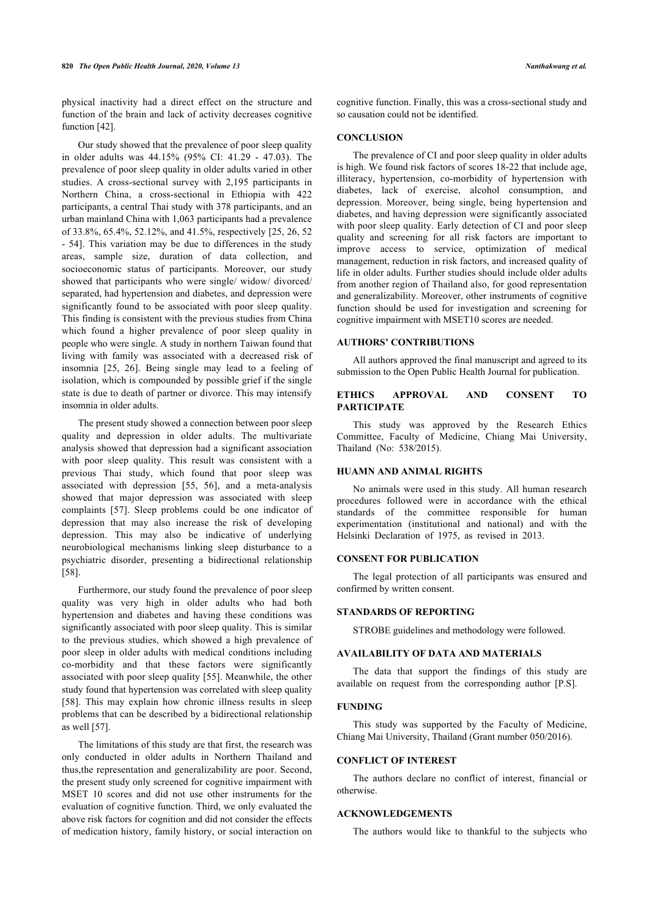physical inactivity had a direct effect on the structure and function of the brain and lack of activity decreases cognitive function [42].

Our study showed that the prevalence of poor sleep quality in older adults was 44.15% (95% CI: 41.29 - 47.03). The prevalence of poor sleep quality in older adults varied in other studies. A cross-sectional survey with 2,195 participants in Northern China, a cross-sectional in Ethiopia with 422 participants, a central Thai study with 378 participants, and an urban mainland China with 1,063 participants had a prevalence of 33.8%, 65.4%, 52.12%, and 41.5%, respectively [25, 26, 52 - 54]. This variation may be due to differences in the study areas, sample size, duration of data collection, and socioeconomic status of participants. Moreover, our study showed that participants who were single/ widow/ divorced/ separated, had hypertension and diabetes, and depression were significantly found to be associated with poor sleep quality. This finding is consistent with the previous studies from China which found a higher prevalence of poor sleep quality in people who were single. A study in northern Taiwan found that living with family was associated with a decreased risk of insomnia [25, 26]. Being single may lead to a feeling of isolation, which is compounded by possible grief if the single state is due to death of partner or divorce. This may intensify insomnia in older adults.

The present study showed a connection between poor sleep quality and depression in older adults. The multivariate analysis showed that depression had a significant association with poor sleep quality. This result was consistent with a previous Thai study, which found that poor sleep was associated with depression [55, 56], and a meta-analysis showed that major depression was associated with sleep complaints [57]. Sleep problems could be one indicator of depression that may also increase the risk of developing depression. This may also be indicative of underlying neurobiological mechanisms linking sleep disturbance to a psychiatric disorder, presenting a bidirectional relationship [58].

Furthermore, our study found the prevalence of poor sleep quality was very high in older adults who had both hypertension and diabetes and having these conditions was significantly associated with poor sleep quality. This is similar to the previous studies, which showed a high prevalence of poor sleep in older adults with medical conditions including co-morbidity and that these factors were significantly associated with poor sleep quality [55]. Meanwhile, the other study found that hypertension was correlated with sleep quality [58]. This may explain how chronic illness results in sleep problems that can be described by a bidirectional relationship as well [57].

The limitations of this study are that first, the research was only conducted in older adults in Northern Thailand and thus,the representation and generalizability are poor. Second, the present study only screened for cognitive impairment with MSET 10 scores and did not use other instruments for the evaluation of cognitive function. Third, we only evaluated the above risk factors for cognition and did not consider the effects of medication history, family history, or social interaction on cognitive function. Finally, this was a cross-sectional study and so causation could not be identified.

## CONCLUSION

The prevalence of CI and poor sleep quality in older adults is high. We found risk factors of scores 18-22 that include age, illiteracy, hypertension, co-morbidity of hypertension with diabetes, lack of exercise, alcohol consumption, and depression. Moreover, being single, being hypertension and diabetes, and having depression were significantly associated with poor sleep quality. Early detection of CI and poor sleep quality and screening for all risk factors are important to improve access to service, optimization of medical management, reduction in risk factors, and increased quality of life in older adults. Further studies should include older adults from another region of Thailand also, for good representation and generalizability. Moreover, other instruments of cognitive function should be used for investigation and screening for cognitive impairment with MSET10 scores are needed.

## AUTHORS' CONTRIBUTIONS

All authors approved the final manuscript and agreed to its submission to the Open Public Health Journal for publication.

## ETHICS APPROVAL AND CONSENT TO PARTICIPATE

This study was approved by the Research Ethics Committee, Faculty of Medicine, Chiang Mai University, Thailand (No: 538/2015).

## HUAMN AND ANIMAL RIGHTS

No animals were used in this study. All human research procedures followed were in accordance with the ethical standards of the committee responsible for human experimentation (institutional and national) and with the Helsinki Declaration of 1975, as revised in 2013.

## CONSENT FOR PUBLICATION

The legal protection of all participants was ensured and confirmed by written consent.

## STANDARDS OF REPORTING

STROBE guidelines and methodology were followed.

## AVAILABILITY OF DATA AND MATERIALS

The data that support the findings of this study are available on request from the corresponding author [P.S].

## FUNDING

This study was supported by the Faculty of Medicine, Chiang Mai University, Thailand (Grant number 050/2016).

## CONFLICT OF INTEREST

The authors declare no conflict of interest, financial or otherwise.

## ACKNOWLEDGEMENTS

The authors would like to thankful to the subjects who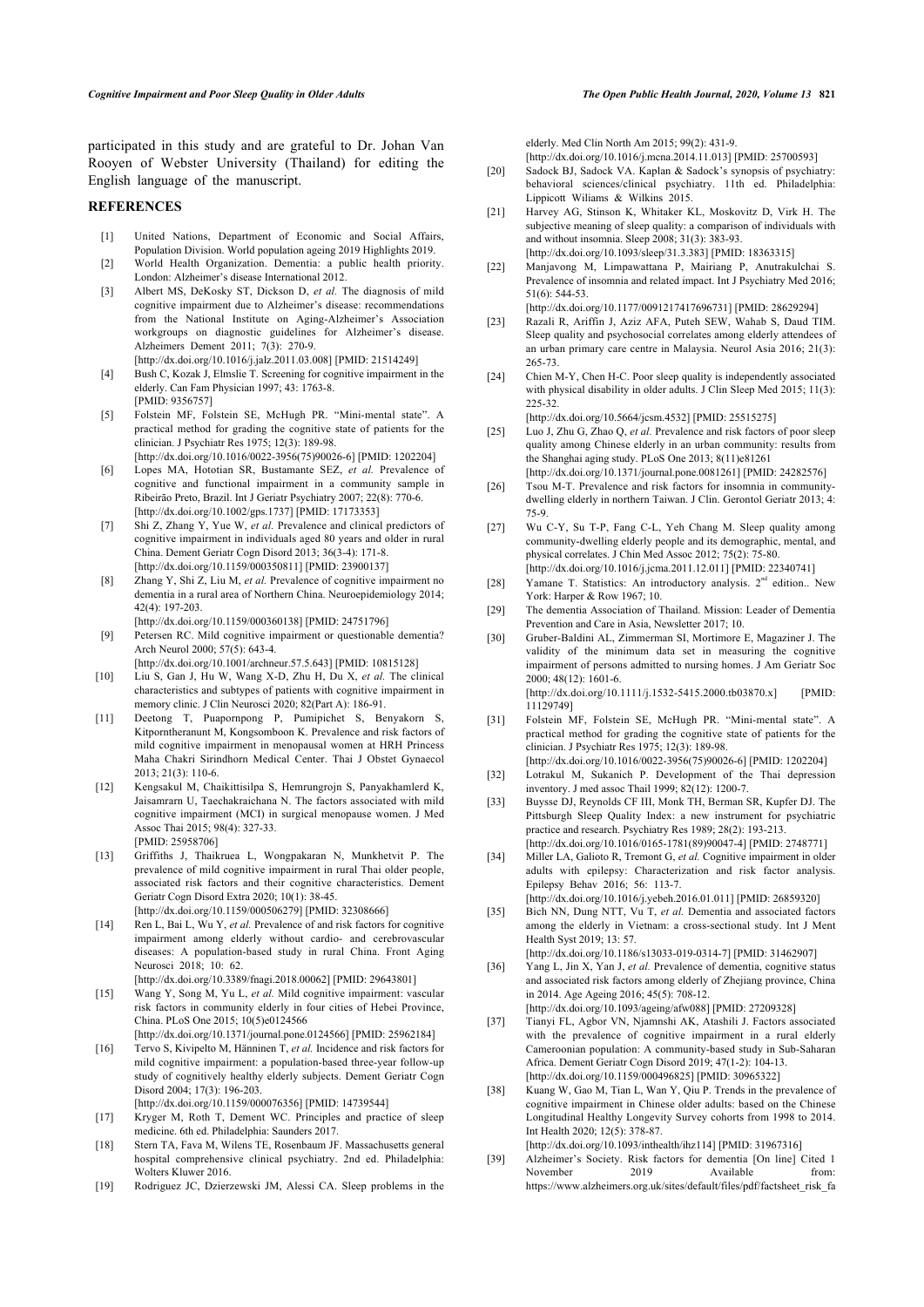participated in this study and are grateful to Dr. Johan Van Rooyen of Webster University (Thailand) for editing the English language of the manuscript.

## REFERENCES

[1] United Nations, Department of Economic and Social Affairs, Population Division. World population ageing 2019 Highlights 2019.

[2] World Health Organization. Dementia: a public health priority. London: Alzheimer's disease International 2012.

[3] Albert MS, DeKosky ST, Dickson D, *et al.* The diagnosis of mild cognitive impairment due to Alzheimer's disease: recommendations from the National Institute on Aging-Alzheimer's Association workgroups on diagnostic guidelines for Alzheimer's disease. Alzheimers Dement 2011; 7(3): 270-9. [http://dx.doi.org/10.1016/j.jalz.2011.03.008] [PMID: 21514249]

[4] Bush C, Kozak J, Elmslie T. Screening for cognitive impairment in the elderly. Can Fam Physician 1997; 43: 1763-8. [PMID: 9356757]

[5] Folstein MF, Folstein SE, McHugh PR. "Mini-mental state". A practical method for grading the cognitive state of patients for the clinician. J Psychiatr Res 1975; 12(3): 189-98. [http://dx.doi.org/10.1016/0022-3956(75)90026-6] [PMID: 1202204]

[6] Lopes MA, Hototian SR, Bustamante SEZ, *et al.* Prevalence of cognitive and functional impairment in a community sample in Ribeirão Preto, Brazil. Int J Geriatr Psychiatry 2007; 22(8): 770-6. [http://dx.doi.org/10.1002/gps.1737] [PMID: 17173353]

[7] Shi Z, Zhang Y, Yue W, *et al.* Prevalence and clinical predictors of cognitive impairment in individuals aged 80 years and older in rural China. Dement Geriatr Cogn Disord 2013; 36(3-4): 171-8. [http://dx.doi.org/10.1159/000350811] [PMID: 23900137]

[8] Zhang Y, Shi Z, Liu M, *et al.* Prevalence of cognitive impairment no dementia in a rural area of Northern China. Neuroepidemiology 2014; 42(4): 197-203. [http://dx.doi.org/10.1159/000360138] [PMID: 24751796]

[9] Petersen RC. Mild cognitive impairment or questionable dementia? Arch Neurol 2000; 57(5): 643-4. [http://dx.doi.org/10.1001/archneur.57.5.643] [PMID: 10815128]

[10] Liu S, Gan J, Hu W, Wang X-D, Zhu H, Du X, *et al.* The clinical characteristics and subtypes of patients with cognitive impairment in memory clinic. J Clin Neurosci 2020; 82(Part A): 186-91.

[11] Deetong T, Puapornpong P, Pumipichet S, Benyakorn S, Kitporntheranunt M, Kongsomboon K. Prevalence and risk factors of mild cognitive impairment in menopausal women at HRH Princess Maha Chakri Sirindhorn Medical Center. Thai J Obstet Gynaecol 2013; 21(3): 110-6.

[12] Kengsakul M, Chaikittisilpa S, Hemrungrojn S, Panyakhamlerd K, Jaisamrarn U, Taechakraichana N. The factors associated with mild cognitive impairment (MCI) in surgical menopause women. J Med Assoc Thai 2015; 98(4): 327-33. [PMID: 25958706]

[13] Griffiths J, Thaikruea L, Wongpakaran N, Munkhetvit P. The prevalence of mild cognitive impairment in rural Thai older people, associated risk factors and their cognitive characteristics. Dement Geriatr Cogn Disord Extra 2020; 10(1): 38-45. [http://dx.doi.org/10.1159/000506279] [PMID: 32308666]

[14] Ren L, Bai L, Wu Y, *et al.* Prevalence of and risk factors for cognitive impairment among elderly without cardio- and cerebrovascular diseases: A population-based study in rural China. Front Aging Neurosci 2018; 10: 62. [http://dx.doi.org/10.3389/fnagi.2018.00062] [PMID: 29643801]

[15] Wang Y, Song M, Yu L, *et al.* Mild cognitive impairment: vascular risk factors in community elderly in four cities of Hebei Province, China. PLoS One 2015; 10(5)e0124566 [http://dx.doi.org/10.1371/journal.pone.0124566] [PMID: 25962184]

[16] Tervo S, Kivipelto M, Hänninen T, *et al.* Incidence and risk factors for mild cognitive impairment: a population-based three-year follow-up study of cognitively healthy elderly subjects. Dement Geriatr Cogn Disord 2004; 17(3): 196-203. [http://dx.doi.org/10.1159/000076356] [PMID: 14739544]

[17] Kryger M, Roth T, Dement WC. Principles and practice of sleep medicine. 6th ed. Philadelphia: Saunders 2017.

[18] Stern TA, Fava M, Wilens TE, Rosenbaum JF. Massachusetts general hospital comprehensive clinical psychiatry. 2nd ed. Philadelphia: Wolters Kluwer 2016.

[19] Rodriguez JC, Dzierzewski JM, Alessi CA. Sleep problems in the elderly. Med Clin North Am 2015; 99(2): 431-9. [http://dx.doi.org/10.1016/j.mcna.2014.11.013] [PMID: 25700593]

[20] Sadock BJ, Sadock VA. Kaplan & Sadock's synopsis of psychiatry: behavioral sciences/clinical psychiatry. 11th ed. Philadelphia: Lippicott Wiliams & Wilkins 2015.

[21] Harvey AG, Stinson K, Whitaker KL, Moskovitz D, Virk H. The subjective meaning of sleep quality: a comparison of individuals with and without insomnia. Sleep 2008; 31(3): 383-93. [http://dx.doi.org/10.1093/sleep/31.3.383] [PMID: 18363315]

[22] Manjavong M, Limpawattana P, Mairiang P, Anutrakulchai S. Prevalence of insomnia and related impact. Int J Psychiatry Med 2016; 51(6): 544-53. [http://dx.doi.org/10.1177/0091217417696731] [PMID: 28629294]

[23] Razali R, Ariffin J, Aziz AFA, Puteh SEW, Wahab S, Daud TIM. Sleep quality and psychosocial correlates among elderly attendees of an urban primary care centre in Malaysia. Neurol Asia 2016; 21(3): 265-73.

[24] Chien M-Y, Chen H-C. Poor sleep quality is independently associated with physical disability in older adults. J Clin Sleep Med 2015; 11(3): 225-32. [http://dx.doi.org/10.5664/jcsm.4532] [PMID: 25515275]

[25] Luo J, Zhu G, Zhao Q, *et al.* Prevalence and risk factors of poor sleep quality among Chinese elderly in an urban community: results from the Shanghai aging study. PLoS One 2013; 8(11)e81261 [http://dx.doi.org/10.1371/journal.pone.0081261] [PMID: 24282576]

[26] Tsou M-T. Prevalence and risk factors for insomnia in community-dwelling elderly in northern Taiwan. J Clin. Gerontol Geriatr 2013; 4: 75-9.

[27] Wu C-Y, Su T-P, Fang C-L, Yeh Chang M. Sleep quality among community-dwelling elderly people and its demographic, mental, and physical correlates. J Chin Med Assoc 2012; 75(2): 75-80. [http://dx.doi.org/10.1016/j.jcma.2011.12.011] [PMID: 22340741]

[28] Yamane T. Statistics: An introductory analysis. 2nd edition.. New York: Harper & Row 1967; 10.

[29] The dementia Association of Thailand. Mission: Leader of Dementia Prevention and Care in Asia, Newsletter 2017; 10.

[30] Gruber-Baldini AL, Zimmerman SI, Mortimore E, Magaziner J. The validity of the minimum data set in measuring the cognitive impairment of persons admitted to nursing homes. J Am Geriatr Soc 2000; 48(12): 1601-6. [http://dx.doi.org/10.1111/j.1532-5415.2000.tb03870.x] [PMID: 11129749]

[31] Folstein MF, Folstein SE, McHugh PR. "Mini-mental state". A practical method for grading the cognitive state of patients for the clinician. J Psychiatr Res 1975; 12(3): 189-98. [http://dx.doi.org/10.1016/0022-3956(75)90026-6] [PMID: 1202204]

[32] Lotrakul M, Sukanich P. Development of the Thai depression inventory. J med assoc Thail 1999; 82(12): 1200-7.

[33] Buysse DJ, Reynolds CF III, Monk TH, Berman SR, Kupfer DJ. The Pittsburgh Sleep Quality Index: a new instrument for psychiatric practice and research. Psychiatry Res 1989; 28(2): 193-213. [http://dx.doi.org/10.1016/0165-1781(89)90047-4] [PMID: 2748771]

[34] Miller LA, Galioto R, Tremont G, *et al.* Cognitive impairment in older adults with epilepsy: Characterization and risk factor analysis. Epilepsy Behav 2016; 56: 113-7. [http://dx.doi.org/10.1016/j.yebeh.2016.01.011] [PMID: 26859320]

[35] Bich NN, Dung NTT, Vu T, *et al.* Dementia and associated factors among the elderly in Vietnam: a cross-sectional study. Int J Ment Health Syst 2019; 13: 57. [http://dx.doi.org/10.1186/s13033-019-0314-7] [PMID: 31462907]

[36] Yang L, Jin X, Yan J, *et al.* Prevalence of dementia, cognitive status and associated risk factors among elderly of Zhejiang province, China in 2014. Age Ageing 2016; 45(5): 708-12. [http://dx.doi.org/10.1093/ageing/afw088] [PMID: 27209328]

[37] Tianyi FL, Agbor VN, Njamnshi AK, Atashili J. Factors associated with the prevalence of cognitive impairment in a rural elderly Cameroonian population: A community-based study in Sub-Saharan Africa. Dement Geriatr Cogn Disord 2019; 47(1-2): 104-13. [http://dx.doi.org/10.1159/000496825] [PMID: 30965322]

[38] Kuang W, Gao M, Tian L, Wan Y, Qiu P. Trends in the prevalence of cognitive impairment in Chinese older adults: based on the Chinese Longitudinal Healthy Longevity Survey cohorts from 1998 to 2014. Int Health 2020; 12(5): 378-87. [http://dx.doi.org/10.1093/inthealth/ihz114] [PMID: 31967316]

[39] Alzheimer's Society. Risk factors for dementia [On line] Cited 1 November 2019 Available from: https://www.alzheimers.org.uk/sites/default/files/pdf/factsheet_risk_fa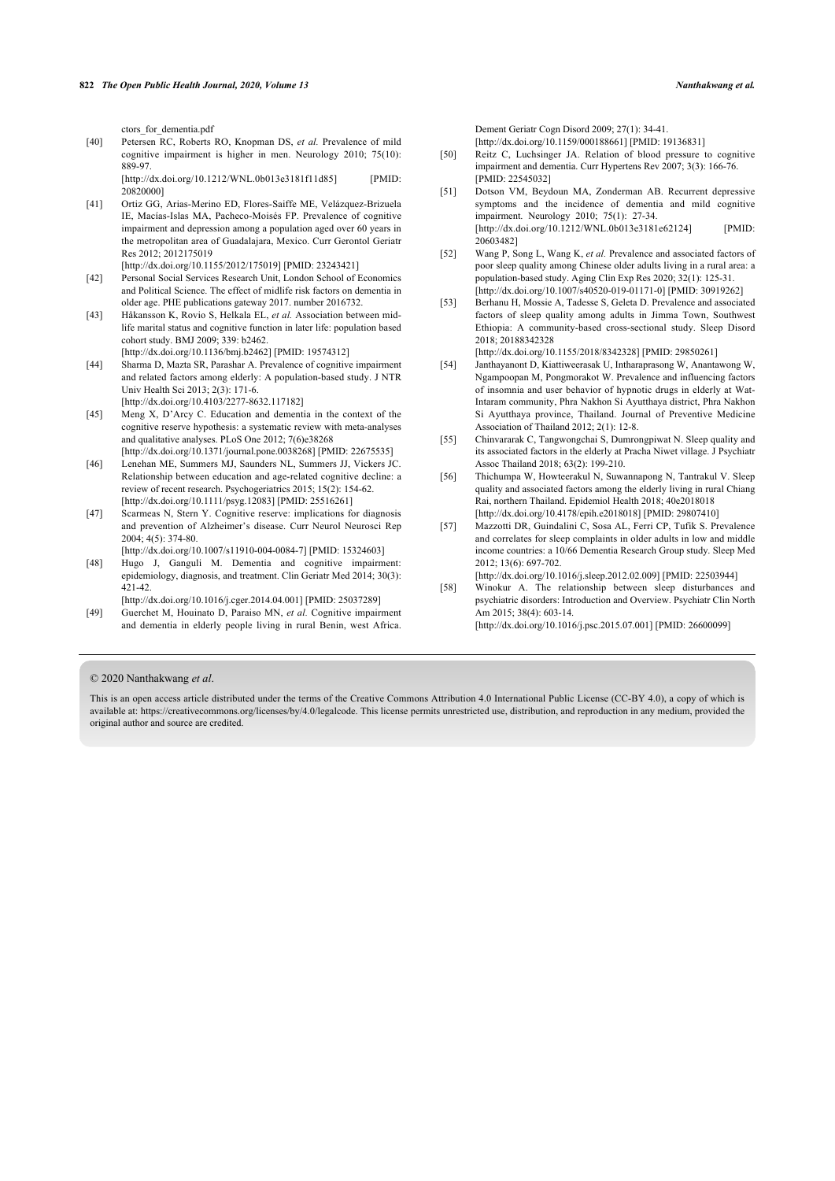ctors_for_dementia.pdf

[40] Petersen RC, Roberts RO, Knopman DS, *et al.* Prevalence of mild cognitive impairment is higher in men. Neurology 2010; 75(10): 889-97.
[http://dx.doi.org/10.1212/WNL.0b013e3181f11d85] [PMID: 20820000]

[41] Ortiz GG, Arias-Merino ED, Flores-Saiffe ME, Velázquez-Brizuela IE, Macías-Islas MA, Pacheco-Moisés FP. Prevalence of cognitive impairment and depression among a population aged over 60 years in the metropolitan area of Guadalajara, Mexico. Curr Gerontol Geriatr Res 2012; 2012175019
[http://dx.doi.org/10.1155/2012/175019] [PMID: 23243421]

[42] Personal Social Services Research Unit, London School of Economics and Political Science. The effect of midlife risk factors on dementia in older age. PHE publications gateway 2017. number 2016732.

[43] Håkansson K, Rovio S, Helkala EL, *et al.* Association between mid-life marital status and cognitive function in later life: population based cohort study. BMJ 2009; 339: b2462.
[http://dx.doi.org/10.1136/bmj.b2462] [PMID: 19574312]

[44] Sharma D, Mazta SR, Parashar A. Prevalence of cognitive impairment and related factors among elderly: A population-based study. J NTR Univ Health Sci 2013; 2(3): 171-6.
[http://dx.doi.org/10.4103/2277-8632.117182]

[45] Meng X, D'Arcy C. Education and dementia in the context of the cognitive reserve hypothesis: a systematic review with meta-analyses and qualitative analyses. PLoS One 2012; 7(6)e38268
[http://dx.doi.org/10.1371/journal.pone.0038268] [PMID: 22675535]

[46] Lenehan ME, Summers MJ, Saunders NL, Summers JJ, Vickers JC. Relationship between education and age-related cognitive decline: a review of recent research. Psychogeriatrics 2015; 15(2): 154-62.
[http://dx.doi.org/10.1111/psyg.12083] [PMID: 25516261]

[47] Scarmeas N, Stern Y. Cognitive reserve: implications for diagnosis and prevention of Alzheimer's disease. Curr Neurol Neurosci Rep 2004; 4(5): 374-80.
[http://dx.doi.org/10.1007/s11910-004-0084-7] [PMID: 15324603]

[48] Hugo J, Ganguli M. Dementia and cognitive impairment: epidemiology, diagnosis, and treatment. Clin Geriatr Med 2014; 30(3): 421-42.
[http://dx.doi.org/10.1016/j.cger.2014.04.001] [PMID: 25037289]

[49] Guerchet M, Houinato D, Paraiso MN, *et al.* Cognitive impairment and dementia in elderly people living in rural Benin, west Africa. Dement Geriatr Cogn Disord 2009; 27(1): 34-41.
[http://dx.doi.org/10.1159/000188661] [PMID: 19136831]

[50] Reitz C, Luchsinger JA. Relation of blood pressure to cognitive impairment and dementia. Curr Hypertens Rev 2007; 3(3): 166-76.
[PMID: 22545032]

[51] Dotson VM, Beydoun MA, Zonderman AB. Recurrent depressive symptoms and the incidence of dementia and mild cognitive impairment. Neurology 2010; 75(1): 27-34.
[http://dx.doi.org/10.1212/WNL.0b013e3181e62124] [PMID: 20603482]

[52] Wang P, Song L, Wang K, *et al.* Prevalence and associated factors of poor sleep quality among Chinese older adults living in a rural area: a population-based study. Aging Clin Exp Res 2020; 32(1): 125-31.
[http://dx.doi.org/10.1007/s40520-019-01171-0] [PMID: 30919262]

[53] Berhanu H, Mossie A, Tadesse S, Geleta D. Prevalence and associated factors of sleep quality among adults in Jimma Town, Southwest Ethiopia: A community-based cross-sectional study. Sleep Disord 2018; 20188342328
[http://dx.doi.org/10.1155/2018/8342328] [PMID: 29850261]

[54] Janthayanont D, Kiattiweerasak U, Intharaprasong W, Anantawong W, Ngampoopan M, Pongmorakot W. Prevalence and influencing factors of insomnia and user behavior of hypnotic drugs in elderly at Wat-Intaram community, Phra Nakhon Si Ayutthaya district, Phra Nakhon Si Ayutthaya province, Thailand. Journal of Preventive Medicine Association of Thailand 2012; 2(1): 12-8.

[55] Chinvararak C, Tangwongchai S, Dumrongpiwat N. Sleep quality and its associated factors in the elderly at Pracha Niwet village. J Psychiatr Assoc Thailand 2018; 63(2): 199-210.

[56] Thichumpa W, Howteerakul N, Suwannapong N, Tantrakul V. Sleep quality and associated factors among the elderly living in rural Chiang Rai, northern Thailand. Epidemiol Health 2018; 40e2018018
[http://dx.doi.org/10.4178/epih.e2018018] [PMID: 29807410]

[57] Mazzotti DR, Guindalini C, Sosa AL, Ferri CP, Tufik S. Prevalence and correlates for sleep complaints in older adults in low and middle income countries: a 10/66 Dementia Research Group study. Sleep Med 2012; 13(6): 697-702.
[http://dx.doi.org/10.1016/j.sleep.2012.02.009] [PMID: 22503944]

[58] Winokur A. The relationship between sleep disturbances and psychiatric disorders: Introduction and Overview. Psychiatr Clin North Am 2015; 38(4): 603-14.
[http://dx.doi.org/10.1016/j.psc.2015.07.001] [PMID: 26600099]

© 2020 Nanthakwang *et al*.

This is an open access article distributed under the terms of the Creative Commons Attribution 4.0 International Public License (CC-BY 4.0), a copy of which is available at: https://creativecommons.org/licenses/by/4.0/legalcode. This license permits unrestricted use, distribution, and reproduction in any medium, provided the original author and source are credited.